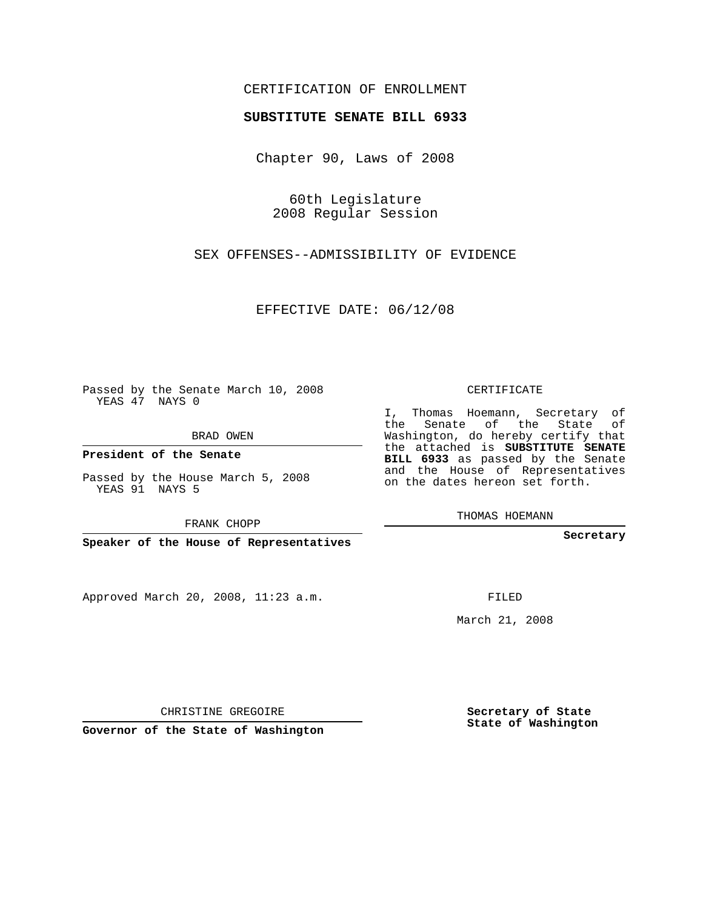CERTIFICATION OF ENROLLMENT

**SUBSTITUTE SENATE BILL 6933**

Chapter 90, Laws of 2008

60th Legislature
2008 Regular Session

SEX OFFENSES--ADMISSIBILITY OF EVIDENCE

EFFECTIVE DATE: 06/12/08

Passed by the Senate March 10, 2008
YEAS 47 NAYS 0

BRAD OWEN

**President of the Senate**

Passed by the House March 5, 2008
YEAS 91 NAYS 5

FRANK CHOPP

**Speaker of the House of Representatives**

Approved March 20, 2008, 11:23 a.m.

CHRISTINE GREGOIRE

**Governor of the State of Washington**

CERTIFICATE

I, Thomas Hoemann, Secretary of the Senate of the State of Washington, do hereby certify that the attached is **SUBSTITUTE SENATE BILL 6933** as passed by the Senate and the House of Representatives on the dates hereon set forth.

THOMAS HOEMANN

**Secretary**

FILED

March 21, 2008

**Secretary of State**
**State of Washington**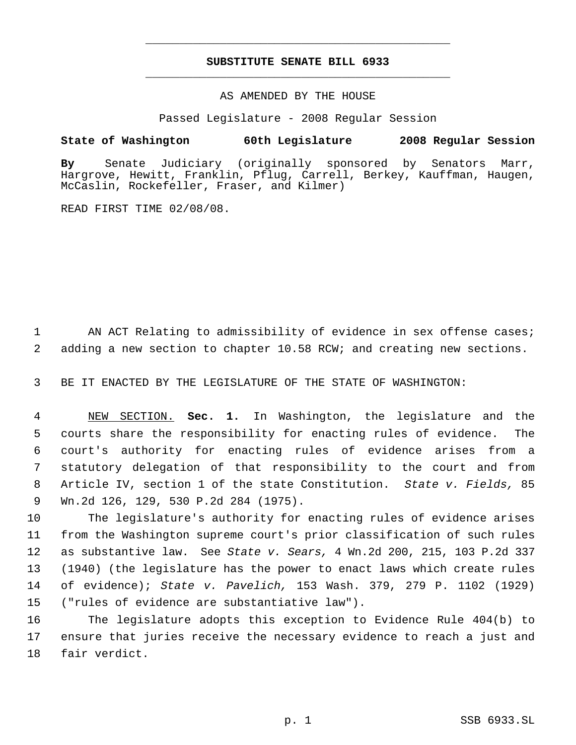# SUBSTITUTE SENATE BILL 6933

AS AMENDED BY THE HOUSE

Passed Legislature - 2008 Regular Session

**State of Washington 60th Legislature 2008 Regular Session**

**By** Senate Judiciary (originally sponsored by Senators Marr, Hargrove, Hewitt, Franklin, Pflug, Carrell, Berkey, Kauffman, Haugen, McCaslin, Rockefeller, Fraser, and Kilmer)

READ FIRST TIME 02/08/08.

AN ACT Relating to admissibility of evidence in sex offense cases; adding a new section to chapter 10.58 RCW; and creating new sections.

BE IT ENACTED BY THE LEGISLATURE OF THE STATE OF WASHINGTON:

NEW SECTION. **Sec. 1.** In Washington, the legislature and the courts share the responsibility for enacting rules of evidence. The court's authority for enacting rules of evidence arises from a statutory delegation of that responsibility to the court and from Article IV, section 1 of the state Constitution. *State v. Fields,* 85 Wn.2d 126, 129, 530 P.2d 284 (1975).

The legislature's authority for enacting rules of evidence arises from the Washington supreme court's prior classification of such rules as substantive law. See *State v. Sears,* 4 Wn.2d 200, 215, 103 P.2d 337 (1940) (the legislature has the power to enact laws which create rules of evidence); *State v. Pavelich,* 153 Wash. 379, 279 P. 1102 (1929) ("rules of evidence are substantiative law").

The legislature adopts this exception to Evidence Rule 404(b) to ensure that juries receive the necessary evidence to reach a just and fair verdict.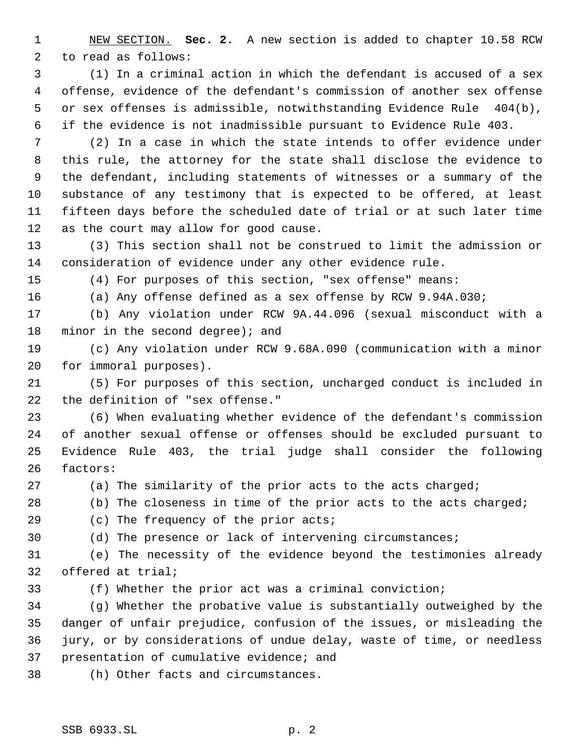NEW SECTION. **Sec. 2.** A new section is added to chapter 10.58 RCW to read as follows:

(1) In a criminal action in which the defendant is accused of a sex offense, evidence of the defendant's commission of another sex offense or sex offenses is admissible, notwithstanding Evidence Rule 404(b), if the evidence is not inadmissible pursuant to Evidence Rule 403.

(2) In a case in which the state intends to offer evidence under this rule, the attorney for the state shall disclose the evidence to the defendant, including statements of witnesses or a summary of the substance of any testimony that is expected to be offered, at least fifteen days before the scheduled date of trial or at such later time as the court may allow for good cause.

(3) This section shall not be construed to limit the admission or consideration of evidence under any other evidence rule.

(4) For purposes of this section, "sex offense" means:

(a) Any offense defined as a sex offense by RCW 9.94A.030;

(b) Any violation under RCW 9A.44.096 (sexual misconduct with a minor in the second degree); and

(c) Any violation under RCW 9.68A.090 (communication with a minor for immoral purposes).

(5) For purposes of this section, uncharged conduct is included in the definition of "sex offense."

(6) When evaluating whether evidence of the defendant's commission of another sexual offense or offenses should be excluded pursuant to Evidence Rule 403, the trial judge shall consider the following factors:

(a) The similarity of the prior acts to the acts charged;

(b) The closeness in time of the prior acts to the acts charged;

(c) The frequency of the prior acts;

(d) The presence or lack of intervening circumstances;

(e) The necessity of the evidence beyond the testimonies already offered at trial;

(f) Whether the prior act was a criminal conviction;

(g) Whether the probative value is substantially outweighed by the danger of unfair prejudice, confusion of the issues, or misleading the jury, or by considerations of undue delay, waste of time, or needless presentation of cumulative evidence; and

(h) Other facts and circumstances.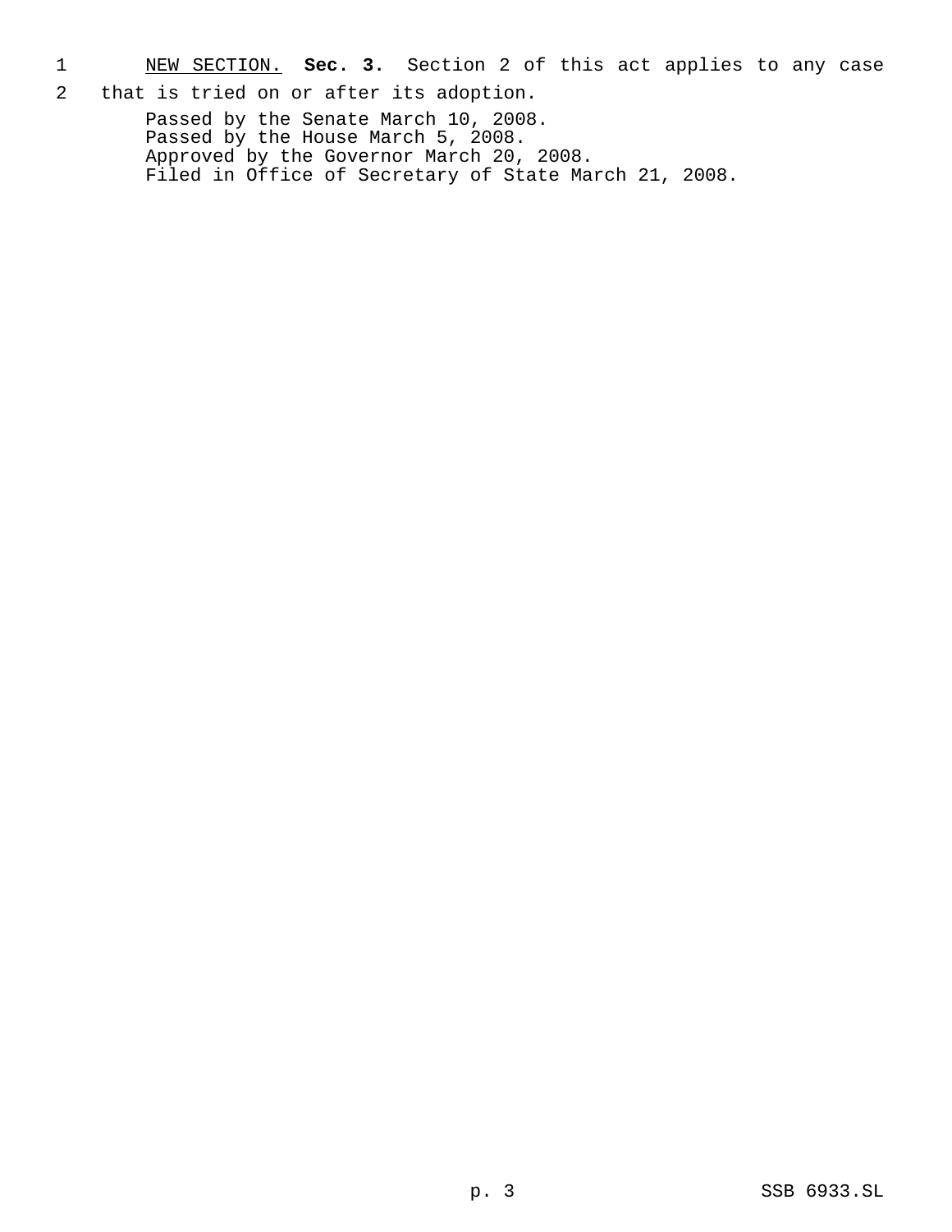NEW SECTION. **Sec. 3.** Section 2 of this act applies to any case that is tried on or after its adoption.

Passed by the Senate March 10, 2008.
Passed by the House March 5, 2008.
Approved by the Governor March 20, 2008.
Filed in Office of Secretary of State March 21, 2008.